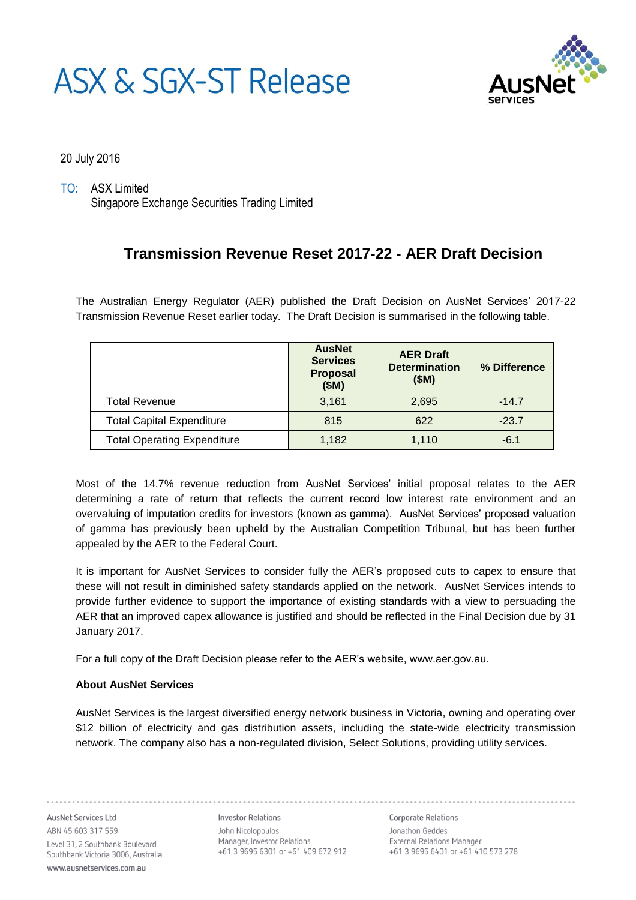# ASX & SGX-ST Release

20 July 2016

TO: ASX Limited
Singapore Exchange Securities Trading Limited

## Transmission Revenue Reset 2017-22 - AER Draft Decision

The Australian Energy Regulator (AER) published the Draft Decision on AusNet Services' 2017-22 Transmission Revenue Reset earlier today. The Draft Decision is summarised in the following table.

| | AusNet Services Proposal ($M) | AER Draft Determination ($M) | % Difference |
|---|---|---|---|
| Total Revenue | 3,161 | 2,695 | -14.7 |
| Total Capital Expenditure | 815 | 622 | -23.7 |
| Total Operating Expenditure | 1,182 | 1,110 | -6.1 |

Most of the 14.7% revenue reduction from AusNet Services' initial proposal relates to the AER determining a rate of return that reflects the current record low interest rate environment and an overvaluing of imputation credits for investors (known as gamma). AusNet Services' proposed valuation of gamma has previously been upheld by the Australian Competition Tribunal, but has been further appealed by the AER to the Federal Court.

It is important for AusNet Services to consider fully the AER's proposed cuts to capex to ensure that these will not result in diminished safety standards applied on the network. AusNet Services intends to provide further evidence to support the importance of existing standards with a view to persuading the AER that an improved capex allowance is justified and should be reflected in the Final Decision due by 31 January 2017.

For a full copy of the Draft Decision please refer to the AER's website, www.aer.gov.au.

**About AusNet Services**

AusNet Services is the largest diversified energy network business in Victoria, owning and operating over $12 billion of electricity and gas distribution assets, including the state-wide electricity transmission network. The company also has a non-regulated division, Select Solutions, providing utility services.

AusNet Services Ltd
ABN 45 603 317 559
Level 31, 2 Southbank Boulevard
Southbank Victoria 3006, Australia
www.ausnetservices.com.au

Investor Relations
John Nicolopoulos
Manager, Investor Relations
+61 3 9695 6301 or +61 409 672 912

Corporate Relations
Jonathon Geddes
External Relations Manager
+61 3 9695 6401 or +61 410 573 278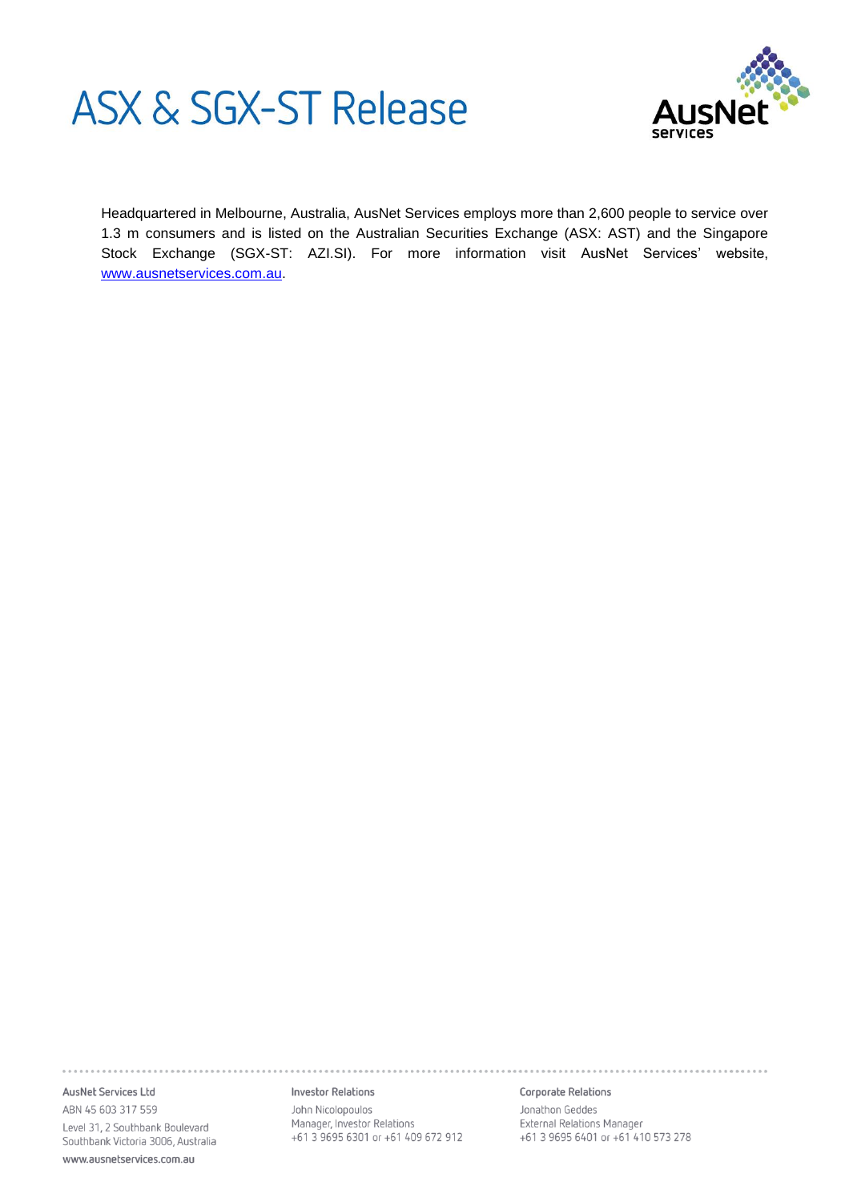Headquartered in Melbourne, Australia, AusNet Services employs more than 2,600 people to service over 1.3 m consumers and is listed on the Australian Securities Exchange (ASX: AST) and the Singapore Stock Exchange (SGX-ST: AZI.SI). For more information visit AusNet Services' website, www.ausnetservices.com.au.

**AusNet Services Ltd**
ABN 45 603 317 559
Level 31, 2 Southbank Boulevard
Southbank Victoria 3006, Australia
www.ausnetservices.com.au

**Investor Relations**
John Nicolopoulos
Manager, Investor Relations
+61 3 9695 6301 or +61 409 672 912

**Corporate Relations**
Jonathon Geddes
External Relations Manager
+61 3 9695 6401 or +61 410 573 278